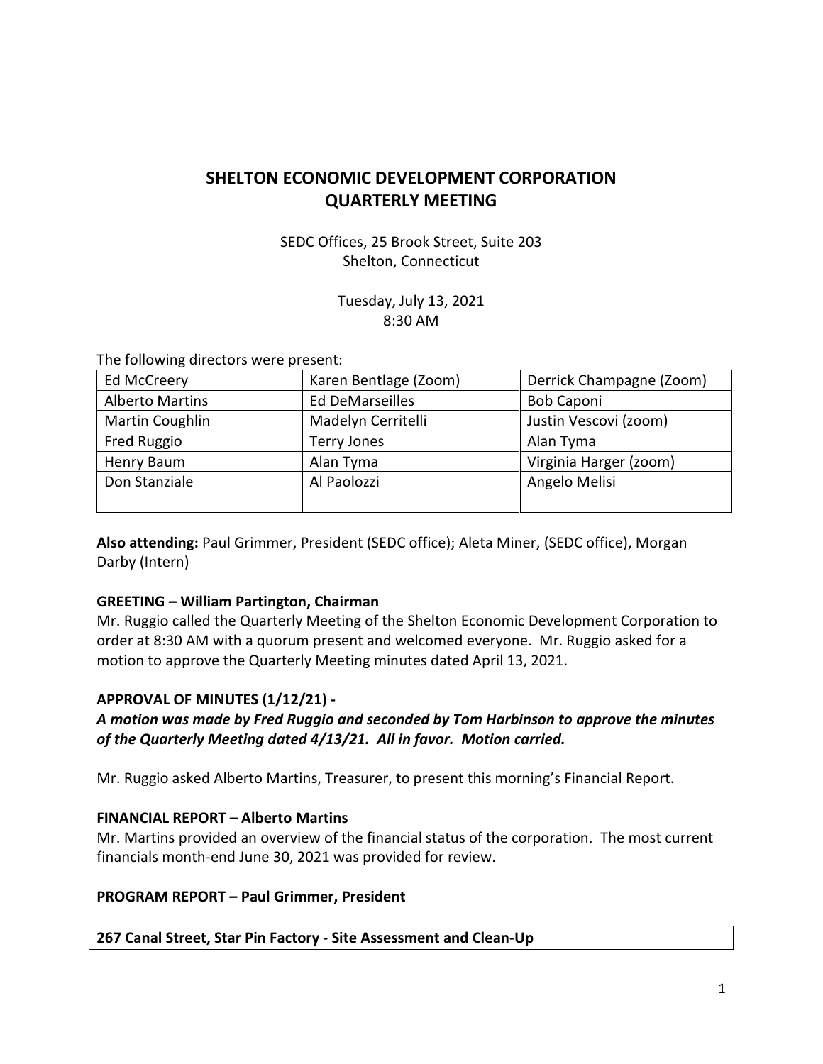# SHELTON ECONOMIC DEVELOPMENT CORPORATION
# QUARTERLY MEETING

SEDC Offices, 25 Brook Street, Suite 203
Shelton, Connecticut

Tuesday, July 13, 2021
8:30 AM

The following directors were present:

| | | |
|---|---|---|
| Ed McCreery | Karen Bentlage (Zoom) | Derrick Champagne (Zoom) |
| Alberto Martins | Ed DeMarseilles | Bob Caponi |
| Martin Coughlin | Madelyn Cerritelli | Justin Vescovi (zoom) |
| Fred Ruggio | Terry Jones | Alan Tyma |
| Henry Baum | Alan Tyma | Virginia Harger (zoom) |
| Don Stanziale | Al Paolozzi | Angelo Melisi |
| | | |

**Also attending:** Paul Grimmer, President (SEDC office); Aleta Miner, (SEDC office), Morgan Darby (Intern)

**GREETING – William Partington, Chairman**

Mr. Ruggio called the Quarterly Meeting of the Shelton Economic Development Corporation to order at 8:30 AM with a quorum present and welcomed everyone. Mr. Ruggio asked for a motion to approve the Quarterly Meeting minutes dated April 13, 2021.

**APPROVAL OF MINUTES (1/12/21) -**

***A motion was made by Fred Ruggio and seconded by Tom Harbinson to approve the minutes of the Quarterly Meeting dated 4/13/21. All in favor. Motion carried.***

Mr. Ruggio asked Alberto Martins, Treasurer, to present this morning's Financial Report.

**FINANCIAL REPORT – Alberto Martins**

Mr. Martins provided an overview of the financial status of the corporation. The most current financials month-end June 30, 2021 was provided for review.

**PROGRAM REPORT – Paul Grimmer, President**

| 267 Canal Street, Star Pin Factory - Site Assessment and Clean-Up |
|---|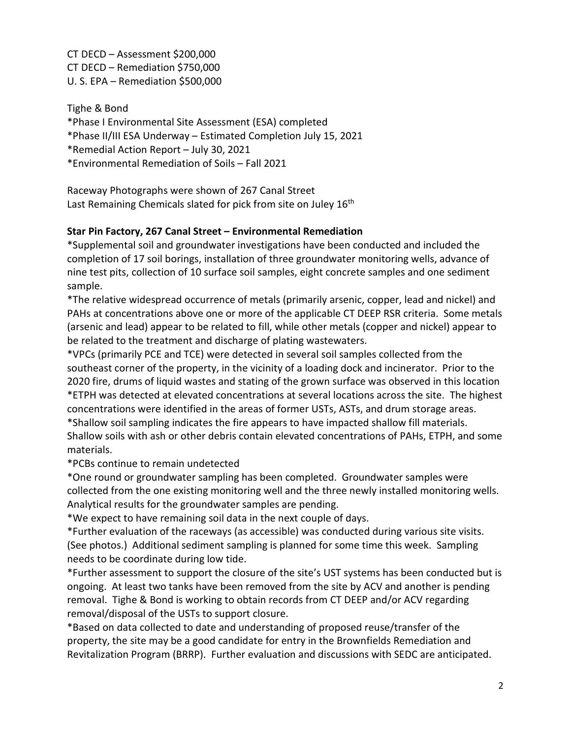CT DECD – Assessment $200,000
CT DECD – Remediation $750,000
U. S. EPA – Remediation $500,000

Tighe & Bond
*Phase I Environmental Site Assessment (ESA) completed
*Phase II/III ESA Underway – Estimated Completion July 15, 2021
*Remedial Action Report – July 30, 2021
*Environmental Remediation of Soils – Fall 2021

Raceway Photographs were shown of 267 Canal Street
Last Remaining Chemicals slated for pick from site on Juley 16th

**Star Pin Factory, 267 Canal Street – Environmental Remediation**

*Supplemental soil and groundwater investigations have been conducted and included the completion of 17 soil borings, installation of three groundwater monitoring wells, advance of nine test pits, collection of 10 surface soil samples, eight concrete samples and one sediment sample.

*The relative widespread occurrence of metals (primarily arsenic, copper, lead and nickel) and PAHs at concentrations above one or more of the applicable CT DEEP RSR criteria. Some metals (arsenic and lead) appear to be related to fill, while other metals (copper and nickel) appear to be related to the treatment and discharge of plating wastewaters.

*VPCs (primarily PCE and TCE) were detected in several soil samples collected from the southeast corner of the property, in the vicinity of a loading dock and incinerator. Prior to the 2020 fire, drums of liquid wastes and stating of the grown surface was observed in this location

*ETPH was detected at elevated concentrations at several locations across the site. The highest concentrations were identified in the areas of former USTs, ASTs, and drum storage areas.

*Shallow soil sampling indicates the fire appears to have impacted shallow fill materials. Shallow soils with ash or other debris contain elevated concentrations of PAHs, ETPH, and some materials.

*PCBs continue to remain undetected

*One round or groundwater sampling has been completed. Groundwater samples were collected from the one existing monitoring well and the three newly installed monitoring wells. Analytical results for the groundwater samples are pending.

*We expect to have remaining soil data in the next couple of days.

*Further evaluation of the raceways (as accessible) was conducted during various site visits. (See photos.) Additional sediment sampling is planned for some time this week. Sampling needs to be coordinate during low tide.

*Further assessment to support the closure of the site's UST systems has been conducted but is ongoing. At least two tanks have been removed from the site by ACV and another is pending removal. Tighe & Bond is working to obtain records from CT DEEP and/or ACV regarding removal/disposal of the USTs to support closure.

*Based on data collected to date and understanding of proposed reuse/transfer of the property, the site may be a good candidate for entry in the Brownfields Remediation and Revitalization Program (BRRP). Further evaluation and discussions with SEDC are anticipated.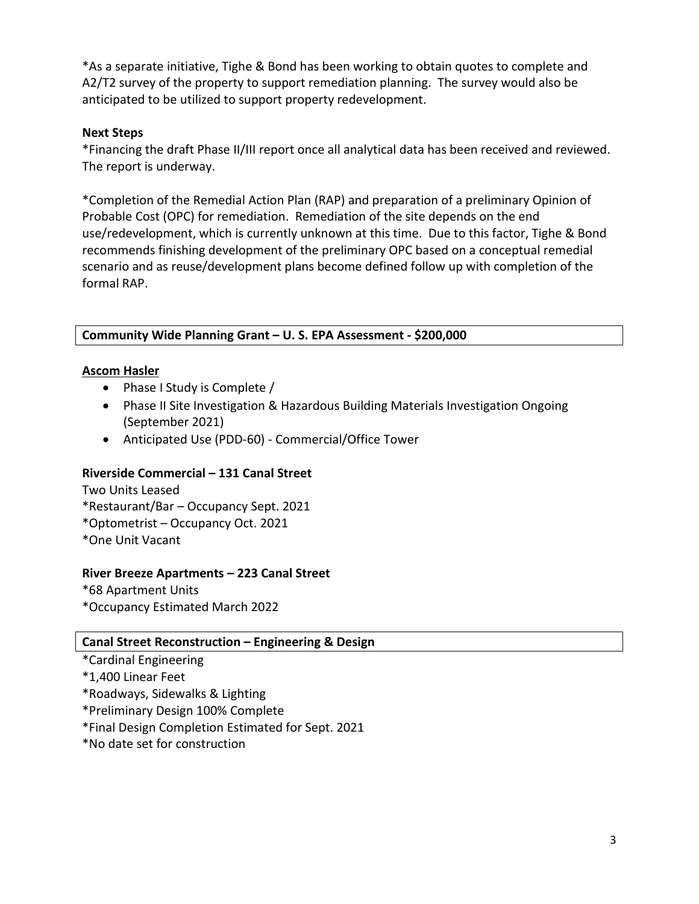*As a separate initiative, Tighe & Bond has been working to obtain quotes to complete and A2/T2 survey of the property to support remediation planning. The survey would also be anticipated to be utilized to support property redevelopment.

**Next Steps**

*Financing the draft Phase II/III report once all analytical data has been received and reviewed. The report is underway.

*Completion of the Remedial Action Plan (RAP) and preparation of a preliminary Opinion of Probable Cost (OPC) for remediation. Remediation of the site depends on the end use/redevelopment, which is currently unknown at this time. Due to this factor, Tighe & Bond recommends finishing development of the preliminary OPC based on a conceptual remedial scenario and as reuse/development plans become defined follow up with completion of the formal RAP.

**Community Wide Planning Grant – U. S. EPA Assessment - $200,000**

**Ascom Hasler**

- Phase I Study is Complete /
- Phase II Site Investigation & Hazardous Building Materials Investigation Ongoing (September 2021)
- Anticipated Use (PDD-60) - Commercial/Office Tower

**Riverside Commercial – 131 Canal Street**

Two Units Leased
*Restaurant/Bar – Occupancy Sept. 2021
*Optometrist – Occupancy Oct. 2021
*One Unit Vacant

**River Breeze Apartments – 223 Canal Street**

*68 Apartment Units
*Occupancy Estimated March 2022

**Canal Street Reconstruction – Engineering & Design**

*Cardinal Engineering
*1,400 Linear Feet
*Roadways, Sidewalks & Lighting
*Preliminary Design 100% Complete
*Final Design Completion Estimated for Sept. 2021
*No date set for construction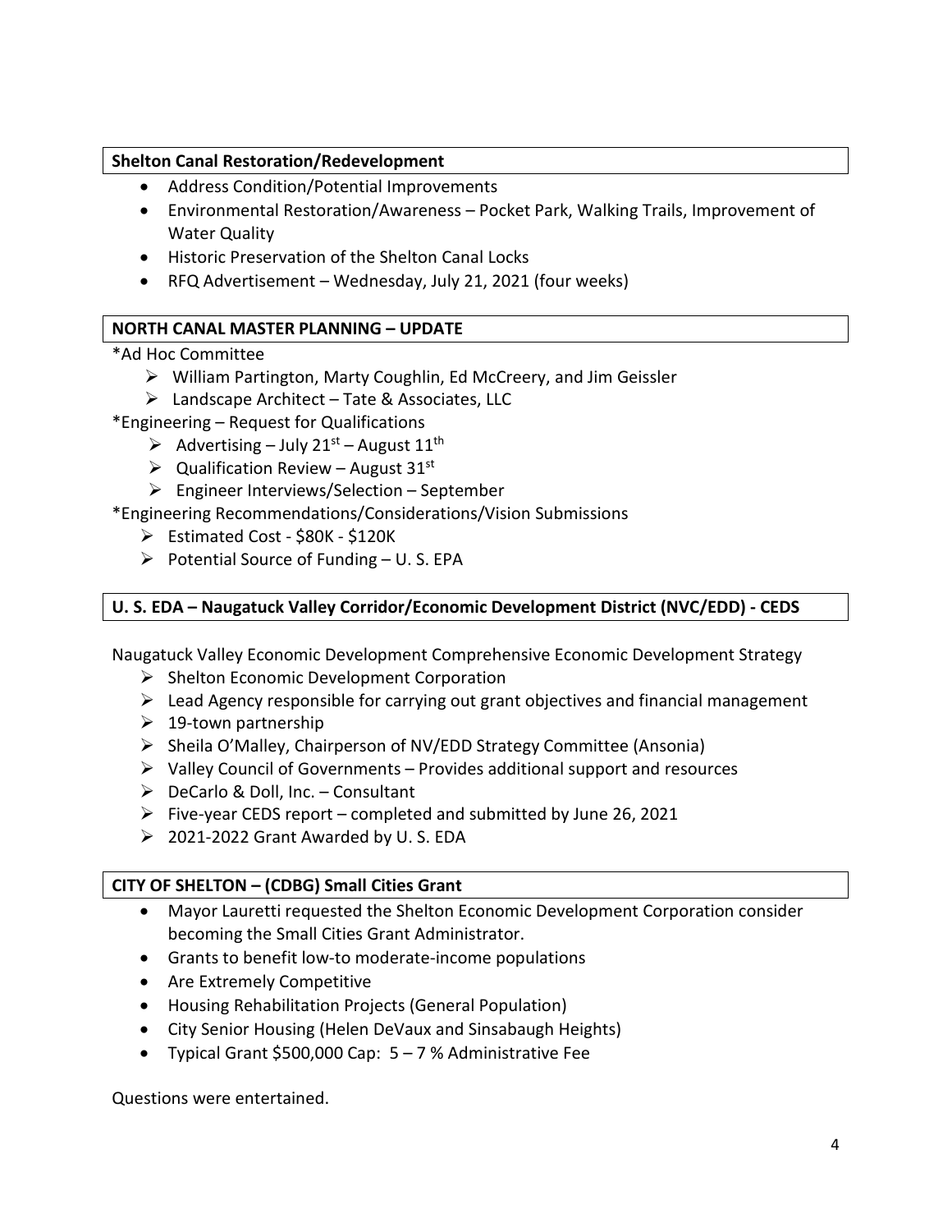**Shelton Canal Restoration/Redevelopment**

- Address Condition/Potential Improvements
- Environmental Restoration/Awareness – Pocket Park, Walking Trails, Improvement of Water Quality
- Historic Preservation of the Shelton Canal Locks
- RFQ Advertisement – Wednesday, July 21, 2021 (four weeks)

**NORTH CANAL MASTER PLANNING – UPDATE**

*Ad Hoc Committee

- William Partington, Marty Coughlin, Ed McCreery, and Jim Geissler
- Landscape Architect – Tate & Associates, LLC

*Engineering – Request for Qualifications

- Advertising – July 21st – August 11th
- Qualification Review – August 31st
- Engineer Interviews/Selection – September

*Engineering Recommendations/Considerations/Vision Submissions

- Estimated Cost - $80K - $120K
- Potential Source of Funding – U. S. EPA

**U. S. EDA – Naugatuck Valley Corridor/Economic Development District (NVC/EDD) - CEDS**

Naugatuck Valley Economic Development Comprehensive Economic Development Strategy

- Shelton Economic Development Corporation
- Lead Agency responsible for carrying out grant objectives and financial management
- 19-town partnership
- Sheila O'Malley, Chairperson of NV/EDD Strategy Committee (Ansonia)
- Valley Council of Governments – Provides additional support and resources
- DeCarlo & Doll, Inc. – Consultant
- Five-year CEDS report – completed and submitted by June 26, 2021
- 2021-2022 Grant Awarded by U. S. EDA

**CITY OF SHELTON – (CDBG) Small Cities Grant**

- Mayor Lauretti requested the Shelton Economic Development Corporation consider becoming the Small Cities Grant Administrator.
- Grants to benefit low-to moderate-income populations
- Are Extremely Competitive
- Housing Rehabilitation Projects (General Population)
- City Senior Housing (Helen DeVaux and Sinsabaugh Heights)
- Typical Grant $500,000 Cap: 5 – 7 % Administrative Fee

Questions were entertained.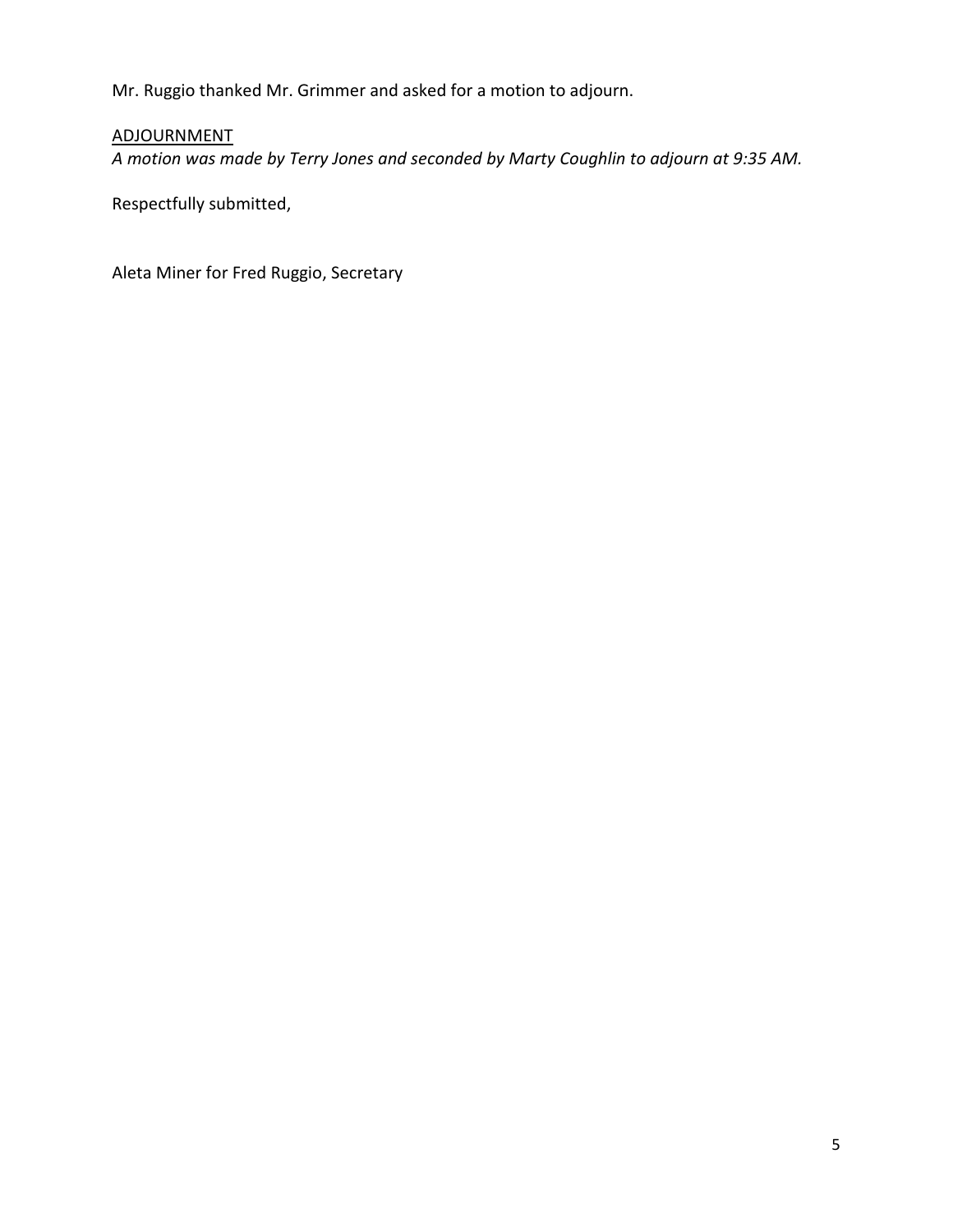Mr. Ruggio thanked Mr. Grimmer and asked for a motion to adjourn.

ADJOURNMENT

*A motion was made by Terry Jones and seconded by Marty Coughlin to adjourn at 9:35 AM.*

Respectfully submitted,

Aleta Miner for Fred Ruggio, Secretary